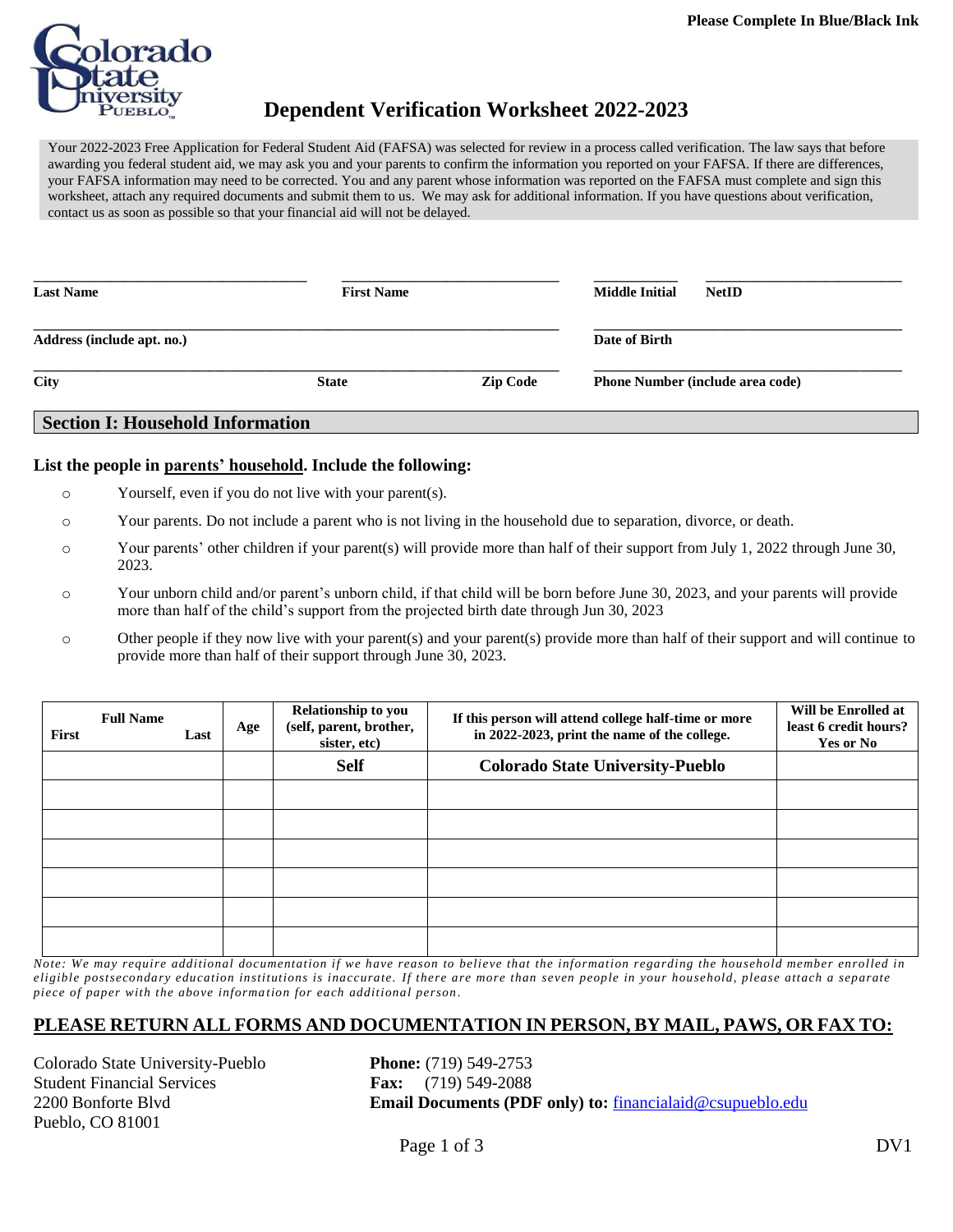Please Complete In Blue/Black Ink

# Dependent Verification Worksheet 2022-2023

Your 2022-2023 Free Application for Federal Student Aid (FAFSA) was selected for review in a process called verification. The law says that before awarding you federal student aid, we may ask you and your parents to confirm the information you reported on your FAFSA. If there are differences, your FAFSA information may need to be corrected. You and any parent whose information was reported on the FAFSA must complete and sign this worksheet, attach any required documents and submit them to us. We may ask for additional information. If you have questions about verification, contact us as soon as possible so that your financial aid will not be delayed.

| | | | |
|---|---|---|---|
| **Last Name** | **First Name** | **Middle Initial** | **NetID** |
| **Address (include apt. no.)** | | **Date of Birth** | |
| **City** | **State** | **Zip Code** | **Phone Number (include area code)** |

## Section I: Household Information

**List the people in <u>parents' household</u>. Include the following:**

- Yourself, even if you do not live with your parent(s).
- Your parents. Do not include a parent who is not living in the household due to separation, divorce, or death.
- Your parents' other children if your parent(s) will provide more than half of their support from July 1, 2022 through June 30, 2023.
- Your unborn child and/or parent's unborn child, if that child will be born before June 30, 2023, and your parents will provide more than half of the child's support from the projected birth date through Jun 30, 2023
- Other people if they now live with your parent(s) and your parent(s) provide more than half of their support and will continue to provide more than half of their support through June 30, 2023.

| Full Name (First / Last) | Age | Relationship to you (self, parent, brother, sister, etc) | If this person will attend college half-time or more in 2022-2023, print the name of the college. | Will be Enrolled at least 6 credit hours? Yes or No |
|---|---|---|---|---|
| | | **Self** | **Colorado State University-Pueblo** | |
| | | | | |
| | | | | |
| | | | | |
| | | | | |
| | | | | |
| | | | | |

*Note: We may require additional documentation if we have reason to believe that the information regarding the household member enrolled in eligible postsecondary education institutions is inaccurate. If there are more than seven people in your household, please attach a separate piece of paper with the above information for each additional person.*

## PLEASE RETURN ALL FORMS AND DOCUMENTATION IN PERSON, BY MAIL, PAWS, OR FAX TO:

Colorado State University-Pueblo
Student Financial Services
2200 Bonforte Blvd
Pueblo, CO 81001

**Phone:** (719) 549-2753
**Fax:** (719) 549-2088
**Email Documents (PDF only) to:** financialaid@csupueblo.edu

DV1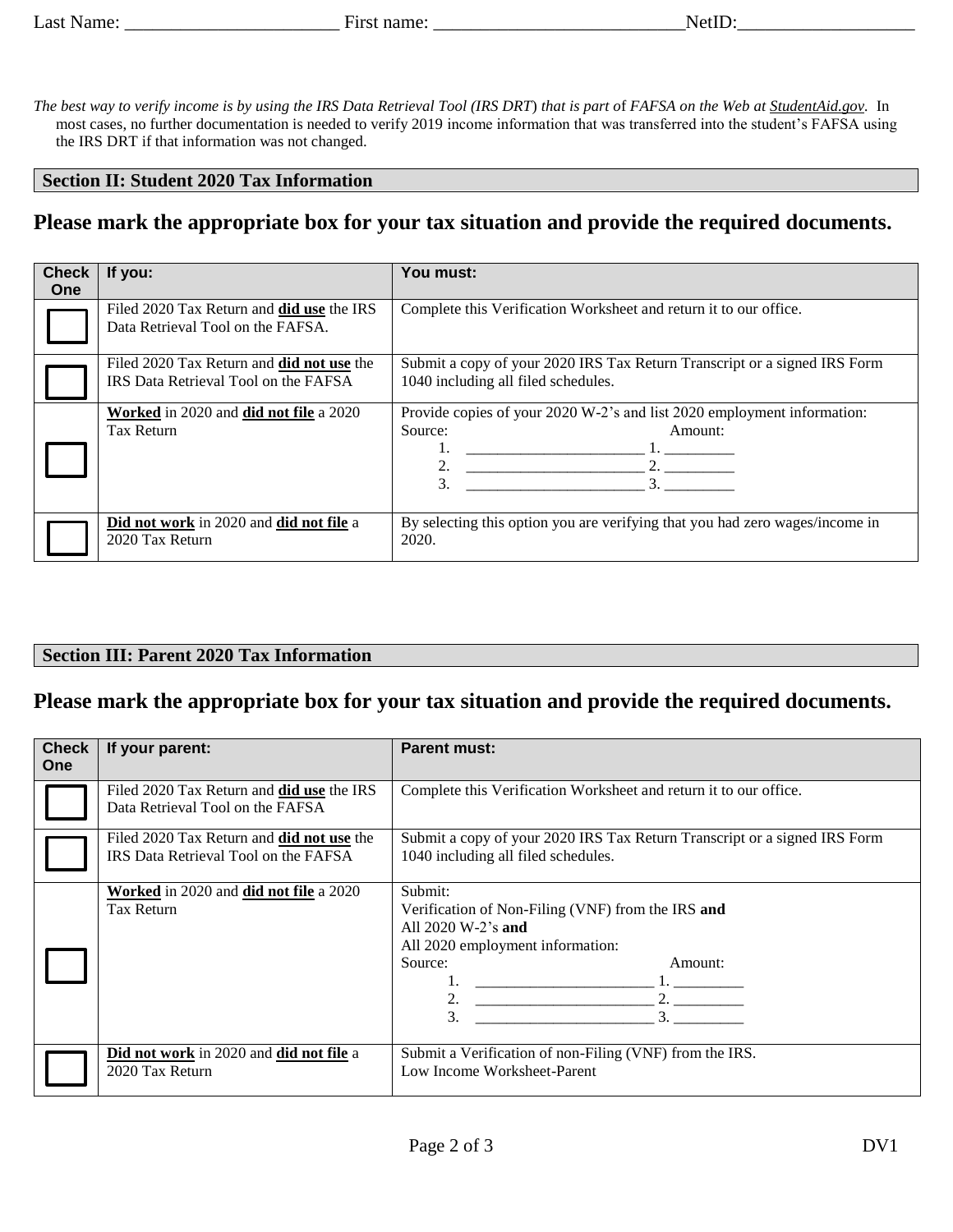Last Name: _______________________ First name: ___________________________NetID:___________________

*The best way to verify income is by using the IRS Data Retrieval Tool (IRS DRT) that is part of FAFSA on the Web at StudentAid.gov.* In most cases, no further documentation is needed to verify 2019 income information that was transferred into the student's FAFSA using the IRS DRT if that information was not changed.

## Section II: Student 2020 Tax Information

## Please mark the appropriate box for your tax situation and provide the required documents.

| Check One | If you: | You must: |
|---|---|---|
| ☐ | Filed 2020 Tax Return and **did use** the IRS Data Retrieval Tool on the FAFSA. | Complete this Verification Worksheet and return it to our office. |
| ☐ | Filed 2020 Tax Return and **did not use** the IRS Data Retrieval Tool on the FAFSA | Submit a copy of your 2020 IRS Tax Return Transcript or a signed IRS Form 1040 including all filed schedules. |
| ☐ | **Worked** in 2020 and **did not file** a 2020 Tax Return | Provide copies of your 2020 W-2's and list 2020 employment information:<br>Source: Amount:<br>1. _______________________ 1. _________<br>2. _______________________ 2. _________<br>3. _______________________ 3. _________ |
| ☐ | **Did not work** in 2020 and **did not file** a 2020 Tax Return | By selecting this option you are verifying that you had zero wages/income in 2020. |

## Section III: Parent 2020 Tax Information

## Please mark the appropriate box for your tax situation and provide the required documents.

| Check One | If your parent: | Parent must: |
|---|---|---|
| ☐ | Filed 2020 Tax Return and **did use** the IRS Data Retrieval Tool on the FAFSA | Complete this Verification Worksheet and return it to our office. |
| ☐ | Filed 2020 Tax Return and **did not use** the IRS Data Retrieval Tool on the FAFSA | Submit a copy of your 2020 IRS Tax Return Transcript or a signed IRS Form 1040 including all filed schedules. |
| ☐ | **Worked** in 2020 and **did not file** a 2020 Tax Return | Submit:<br>Verification of Non-Filing (VNF) from the IRS **and**<br>All 2020 W-2's **and**<br>All 2020 employment information:<br>Source: Amount:<br>1. _______________________ 1. _________<br>2. _______________________ 2. _________<br>3. _______________________ 3. _________ |
| ☐ | **Did not work** in 2020 and **did not file** a 2020 Tax Return | Submit a Verification of non-Filing (VNF) from the IRS.<br>Low Income Worksheet-Parent |

DV1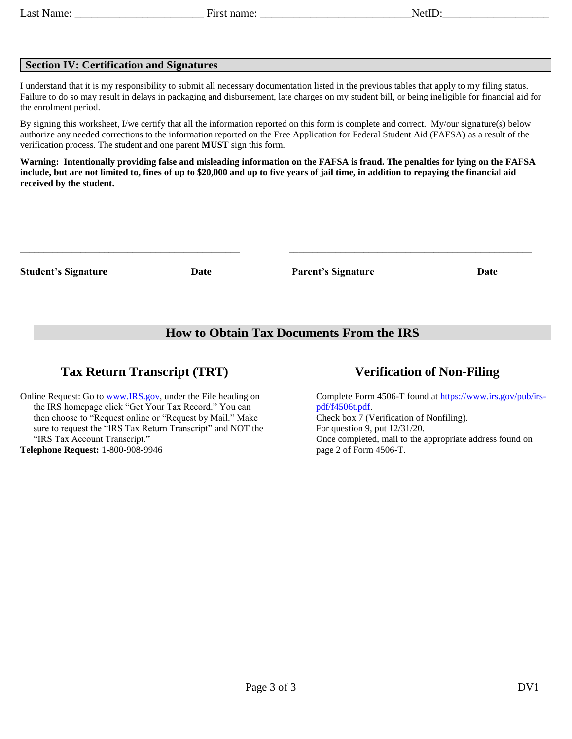Last Name: _______________________ First name: ___________________________NetID:___________________

## Section IV: Certification and Signatures

I understand that it is my responsibility to submit all necessary documentation listed in the previous tables that apply to my filing status. Failure to do so may result in delays in packaging and disbursement, late charges on my student bill, or being ineligible for financial aid for the enrolment period.

By signing this worksheet, I/we certify that all the information reported on this form is complete and correct. My/our signature(s) below authorize any needed corrections to the information reported on the Free Application for Federal Student Aid (FAFSA) as a result of the verification process. The student and one parent **MUST** sign this form.

**Warning: Intentionally providing false and misleading information on the FAFSA is fraud. The penalties for lying on the FAFSA include, but are not limited to, fines of up to $20,000 and up to five years of jail time, in addition to repaying the financial aid received by the student.**

_____________________________________________ &nbsp;&nbsp;&nbsp;&nbsp; _________________________________________________

**Student's Signature** &nbsp;&nbsp;&nbsp;&nbsp; **Date** &nbsp;&nbsp;&nbsp;&nbsp; **Parent's Signature** &nbsp;&nbsp;&nbsp;&nbsp; **Date**

## How to Obtain Tax Documents From the IRS

### Tax Return Transcript (TRT)

Online Request: Go to www.IRS.gov, under the File heading on the IRS homepage click "Get Your Tax Record." You can then choose to "Request online or "Request by Mail." Make sure to request the "IRS Tax Return Transcript" and NOT the "IRS Tax Account Transcript."

**Telephone Request:** 1-800-908-9946

### Verification of Non-Filing

Complete Form 4506-T found at https://www.irs.gov/pub/irs-pdf/f4506t.pdf.

Check box 7 (Verification of Nonfiling).

For question 9, put 12/31/20.

Once completed, mail to the appropriate address found on page 2 of Form 4506-T.